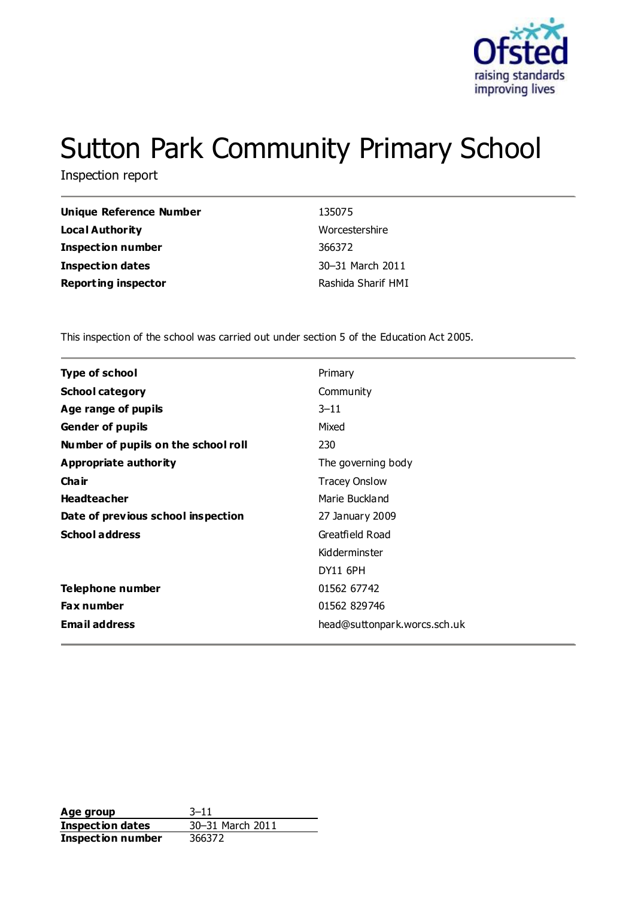# Sutton Park Community Primary School

Inspection report

| | |
|---|---|
| **Unique Reference Number** | 135075 |
| **Local Authority** | Worcestershire |
| **Inspection number** | 366372 |
| **Inspection dates** | 30–31 March 2011 |
| **Reporting inspector** | Rashida Sharif HMI |

This inspection of the school was carried out under section 5 of the Education Act 2005.

| | |
|---|---|
| **Type of school** | Primary |
| **School category** | Community |
| **Age range of pupils** | 3–11 |
| **Gender of pupils** | Mixed |
| **Number of pupils on the school roll** | 230 |
| **Appropriate authority** | The governing body |
| **Chair** | Tracey Onslow |
| **Headteacher** | Marie Buckland |
| **Date of previous school inspection** | 27 January 2009 |
| **School address** | Greatfield Road<br>Kidderminster<br>DY11 6PH |
| **Telephone number** | 01562 67742 |
| **Fax number** | 01562 829746 |
| **Email address** | head@suttonpark.worcs.sch.uk |

| | |
|---|---|
| **Age group** | 3–11 |
| **Inspection dates** | 30–31 March 2011 |
| **Inspection number** | 366372 |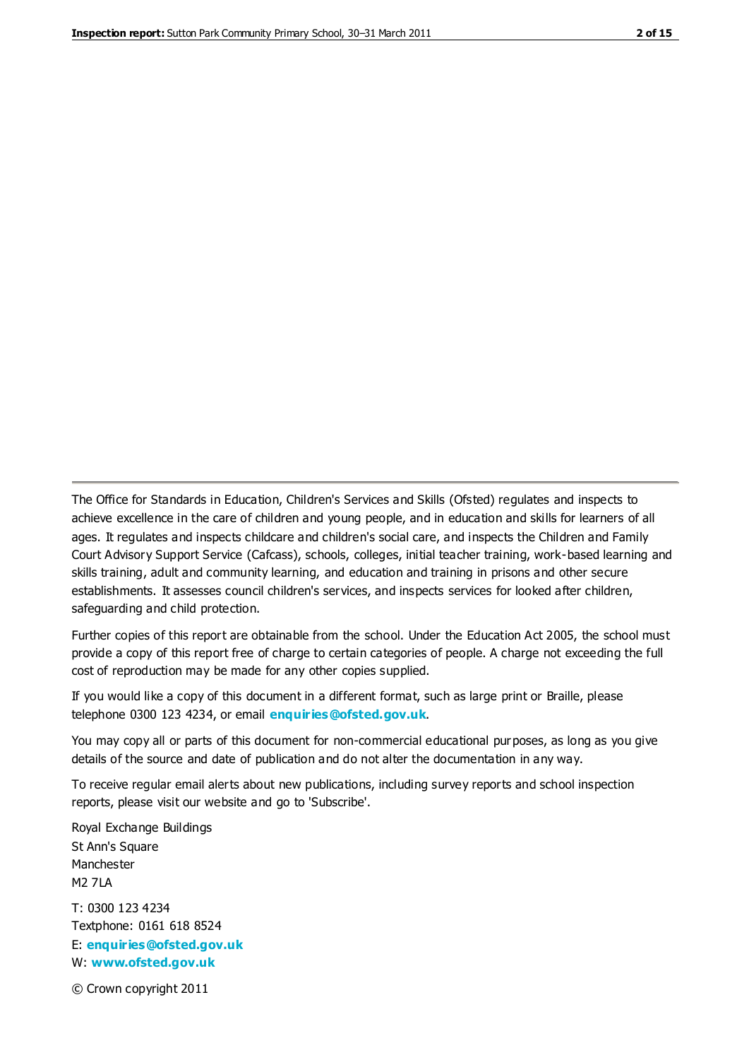The Office for Standards in Education, Children's Services and Skills (Ofsted) regulates and inspects to achieve excellence in the care of children and young people, and in education and skills for learners of all ages. It regulates and inspects childcare and children's social care, and inspects the Children and Family Court Advisory Support Service (Cafcass), schools, colleges, initial teacher training, work-based learning and skills training, adult and community learning, and education and training in prisons and other secure establishments. It assesses council children's services, and inspects services for looked after children, safeguarding and child protection.

Further copies of this report are obtainable from the school. Under the Education Act 2005, the school must provide a copy of this report free of charge to certain categories of people. A charge not exceeding the full cost of reproduction may be made for any other copies supplied.

If you would like a copy of this document in a different format, such as large print or Braille, please telephone 0300 123 4234, or email **enquiries@ofsted.gov.uk**.

You may copy all or parts of this document for non-commercial educational purposes, as long as you give details of the source and date of publication and do not alter the documentation in any way.

To receive regular email alerts about new publications, including survey reports and school inspection reports, please visit our website and go to 'Subscribe'.

Royal Exchange Buildings
St Ann's Square
Manchester
M2 7LA

T: 0300 123 4234
Textphone: 0161 618 8524
E: **enquiries@ofsted.gov.uk**
W: **www.ofsted.gov.uk**

© Crown copyright 2011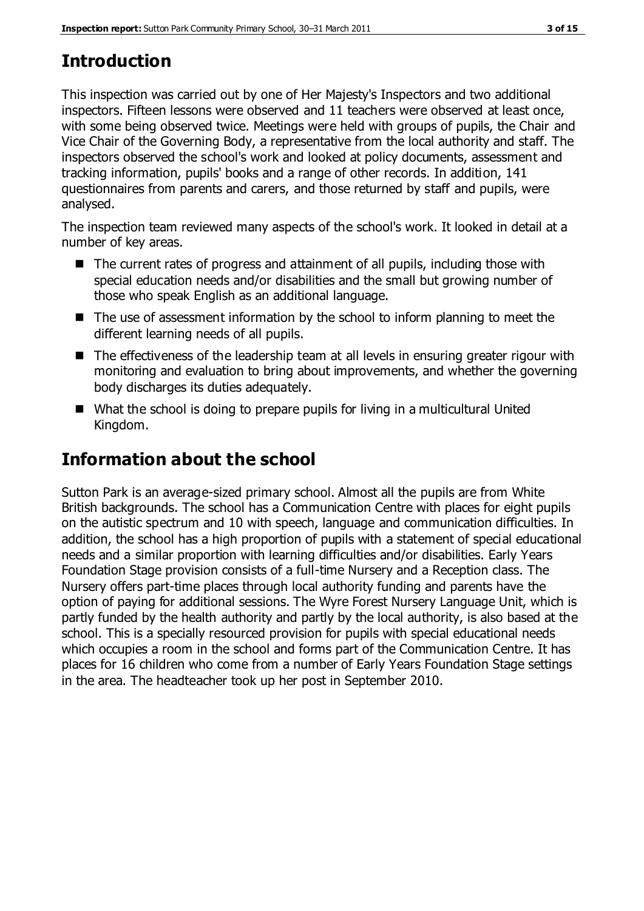## Introduction

This inspection was carried out by one of Her Majesty's Inspectors and two additional inspectors. Fifteen lessons were observed and 11 teachers were observed at least once, with some being observed twice. Meetings were held with groups of pupils, the Chair and Vice Chair of the Governing Body, a representative from the local authority and staff. The inspectors observed the school's work and looked at policy documents, assessment and tracking information, pupils' books and a range of other records. In addition, 141 questionnaires from parents and carers, and those returned by staff and pupils, were analysed.

The inspection team reviewed many aspects of the school's work. It looked in detail at a number of key areas.

- The current rates of progress and attainment of all pupils, including those with special education needs and/or disabilities and the small but growing number of those who speak English as an additional language.
- The use of assessment information by the school to inform planning to meet the different learning needs of all pupils.
- The effectiveness of the leadership team at all levels in ensuring greater rigour with monitoring and evaluation to bring about improvements, and whether the governing body discharges its duties adequately.
- What the school is doing to prepare pupils for living in a multicultural United Kingdom.

## Information about the school

Sutton Park is an average-sized primary school. Almost all the pupils are from White British backgrounds. The school has a Communication Centre with places for eight pupils on the autistic spectrum and 10 with speech, language and communication difficulties. In addition, the school has a high proportion of pupils with a statement of special educational needs and a similar proportion with learning difficulties and/or disabilities. Early Years Foundation Stage provision consists of a full-time Nursery and a Reception class. The Nursery offers part-time places through local authority funding and parents have the option of paying for additional sessions. The Wyre Forest Nursery Language Unit, which is partly funded by the health authority and partly by the local authority, is also based at the school. This is a specially resourced provision for pupils with special educational needs which occupies a room in the school and forms part of the Communication Centre. It has places for 16 children who come from a number of Early Years Foundation Stage settings in the area. The headteacher took up her post in September 2010.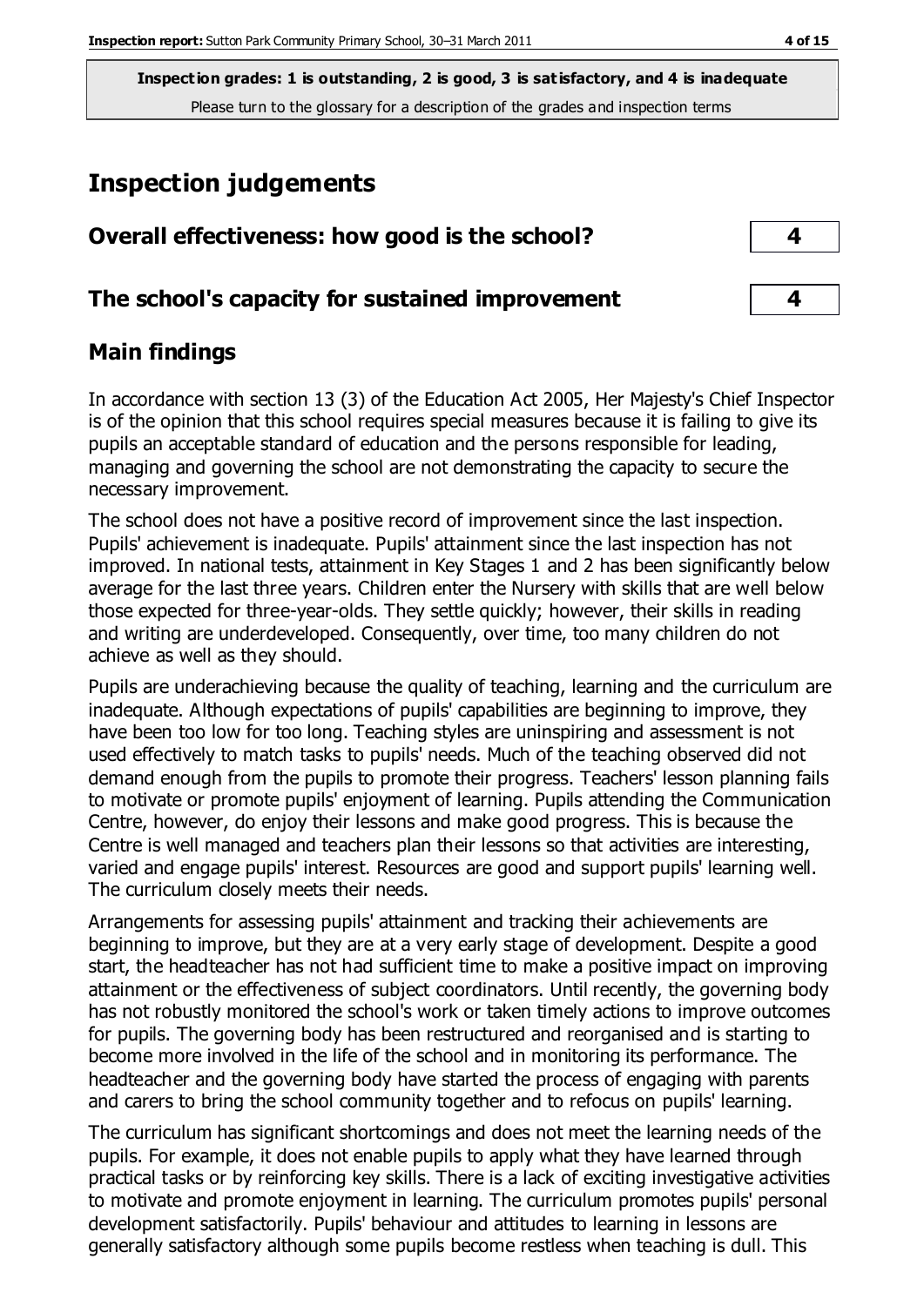**Inspection grades: 1 is outstanding, 2 is good, 3 is satisfactory, and 4 is inadequate**
Please turn to the glossary for a description of the grades and inspection terms

# Inspection judgements

| | |
|---|---|
| **Overall effectiveness: how good is the school?** | **4** |
| **The school's capacity for sustained improvement** | **4** |

## Main findings

In accordance with section 13 (3) of the Education Act 2005, Her Majesty's Chief Inspector is of the opinion that this school requires special measures because it is failing to give its pupils an acceptable standard of education and the persons responsible for leading, managing and governing the school are not demonstrating the capacity to secure the necessary improvement.

The school does not have a positive record of improvement since the last inspection. Pupils' achievement is inadequate. Pupils' attainment since the last inspection has not improved. In national tests, attainment in Key Stages 1 and 2 has been significantly below average for the last three years. Children enter the Nursery with skills that are well below those expected for three-year-olds. They settle quickly; however, their skills in reading and writing are underdeveloped. Consequently, over time, too many children do not achieve as well as they should.

Pupils are underachieving because the quality of teaching, learning and the curriculum are inadequate. Although expectations of pupils' capabilities are beginning to improve, they have been too low for too long. Teaching styles are uninspiring and assessment is not used effectively to match tasks to pupils' needs. Much of the teaching observed did not demand enough from the pupils to promote their progress. Teachers' lesson planning fails to motivate or promote pupils' enjoyment of learning. Pupils attending the Communication Centre, however, do enjoy their lessons and make good progress. This is because the Centre is well managed and teachers plan their lessons so that activities are interesting, varied and engage pupils' interest. Resources are good and support pupils' learning well. The curriculum closely meets their needs.

Arrangements for assessing pupils' attainment and tracking their achievements are beginning to improve, but they are at a very early stage of development. Despite a good start, the headteacher has not had sufficient time to make a positive impact on improving attainment or the effectiveness of subject coordinators. Until recently, the governing body has not robustly monitored the school's work or taken timely actions to improve outcomes for pupils. The governing body has been restructured and reorganised and is starting to become more involved in the life of the school and in monitoring its performance. The headteacher and the governing body have started the process of engaging with parents and carers to bring the school community together and to refocus on pupils' learning.

The curriculum has significant shortcomings and does not meet the learning needs of the pupils. For example, it does not enable pupils to apply what they have learned through practical tasks or by reinforcing key skills. There is a lack of exciting investigative activities to motivate and promote enjoyment in learning. The curriculum promotes pupils' personal development satisfactorily. Pupils' behaviour and attitudes to learning in lessons are generally satisfactory although some pupils become restless when teaching is dull. This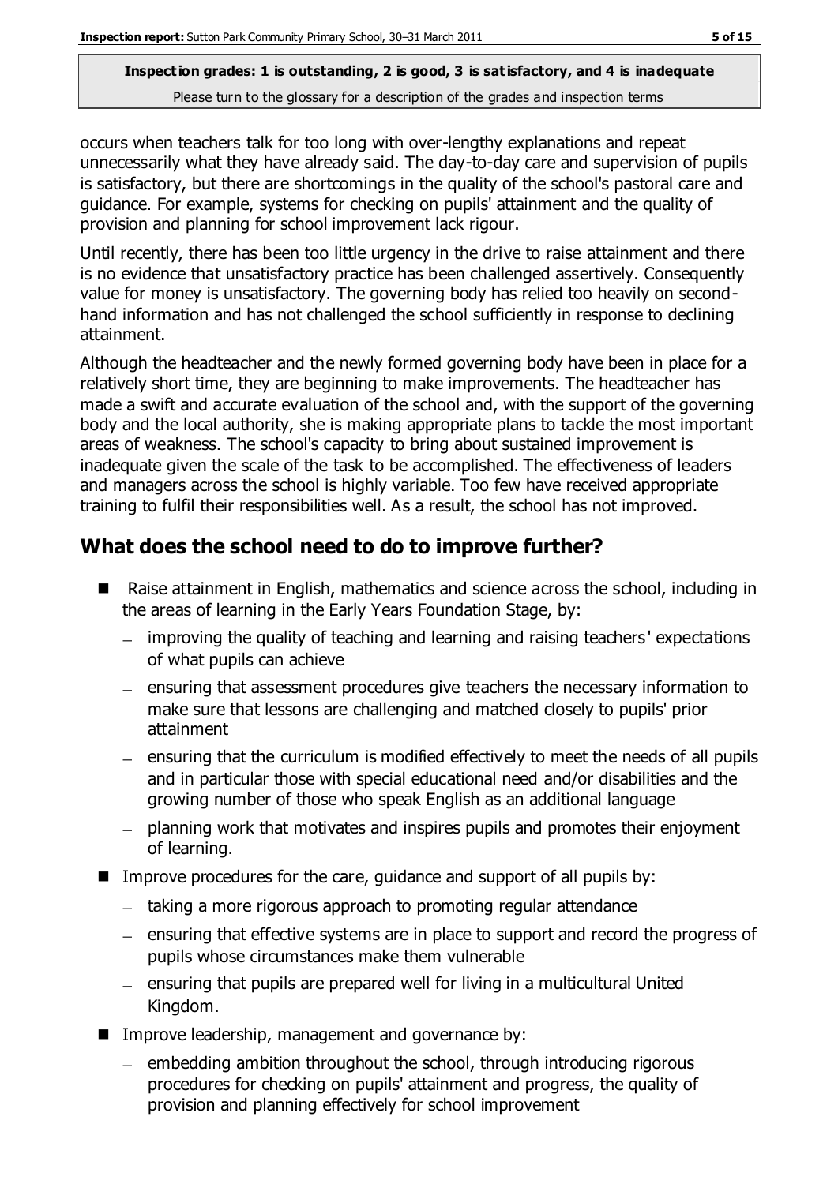occurs when teachers talk for too long with over-lengthy explanations and repeat unnecessarily what they have already said. The day-to-day care and supervision of pupils is satisfactory, but there are shortcomings in the quality of the school's pastoral care and guidance. For example, systems for checking on pupils' attainment and the quality of provision and planning for school improvement lack rigour.

Until recently, there has been too little urgency in the drive to raise attainment and there is no evidence that unsatisfactory practice has been challenged assertively. Consequently value for money is unsatisfactory. The governing body has relied too heavily on second-hand information and has not challenged the school sufficiently in response to declining attainment.

Although the headteacher and the newly formed governing body have been in place for a relatively short time, they are beginning to make improvements. The headteacher has made a swift and accurate evaluation of the school and, with the support of the governing body and the local authority, she is making appropriate plans to tackle the most important areas of weakness. The school's capacity to bring about sustained improvement is inadequate given the scale of the task to be accomplished. The effectiveness of leaders and managers across the school is highly variable. Too few have received appropriate training to fulfil their responsibilities well. As a result, the school has not improved.

## What does the school need to do to improve further?

- Raise attainment in English, mathematics and science across the school, including in the areas of learning in the Early Years Foundation Stage, by:
  - improving the quality of teaching and learning and raising teachers' expectations of what pupils can achieve
  - ensuring that assessment procedures give teachers the necessary information to make sure that lessons are challenging and matched closely to pupils' prior attainment
  - ensuring that the curriculum is modified effectively to meet the needs of all pupils and in particular those with special educational need and/or disabilities and the growing number of those who speak English as an additional language
  - planning work that motivates and inspires pupils and promotes their enjoyment of learning.
- Improve procedures for the care, guidance and support of all pupils by:
  - taking a more rigorous approach to promoting regular attendance
  - ensuring that effective systems are in place to support and record the progress of pupils whose circumstances make them vulnerable
  - ensuring that pupils are prepared well for living in a multicultural United Kingdom.
- Improve leadership, management and governance by:
  - embedding ambition throughout the school, through introducing rigorous procedures for checking on pupils' attainment and progress, the quality of provision and planning effectively for school improvement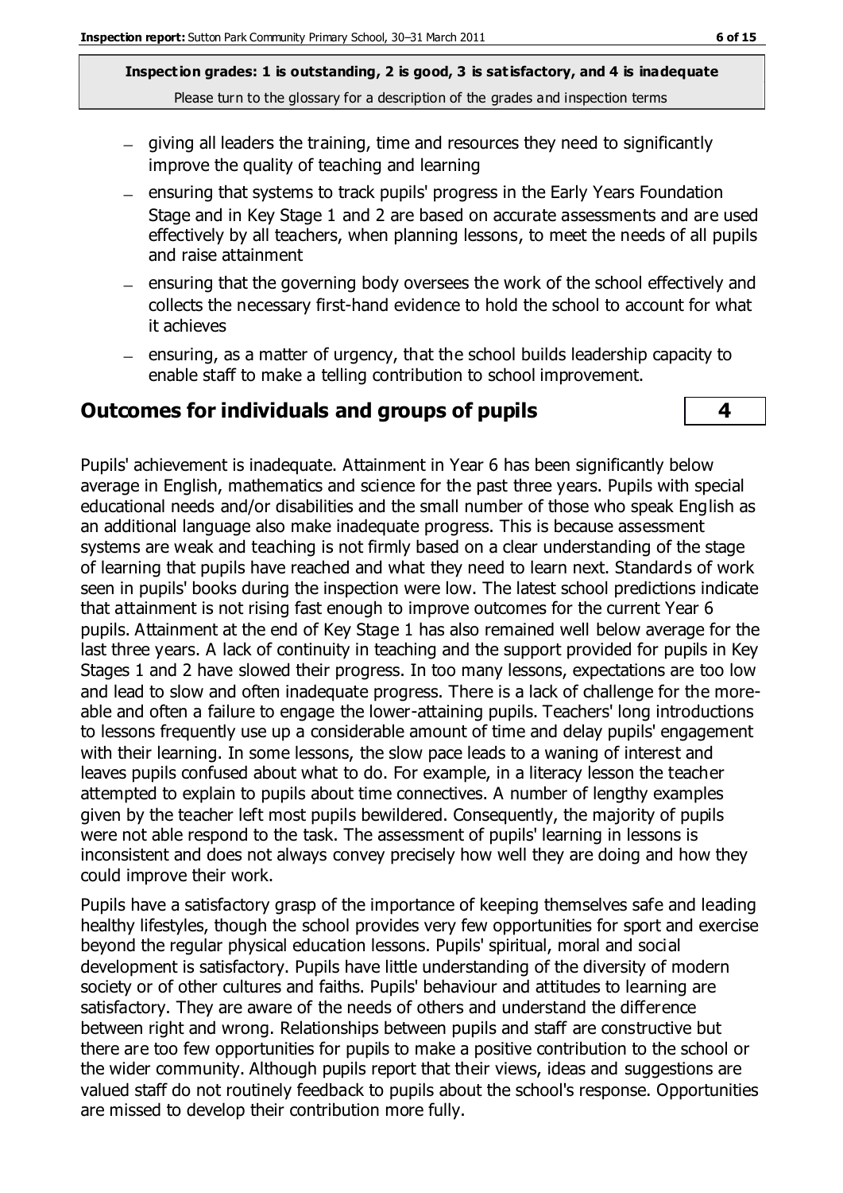- giving all leaders the training, time and resources they need to significantly improve the quality of teaching and learning
- ensuring that systems to track pupils' progress in the Early Years Foundation Stage and in Key Stage 1 and 2 are based on accurate assessments and are used effectively by all teachers, when planning lessons, to meet the needs of all pupils and raise attainment
- ensuring that the governing body oversees the work of the school effectively and collects the necessary first-hand evidence to hold the school to account for what it achieves
- ensuring, as a matter of urgency, that the school builds leadership capacity to enable staff to make a telling contribution to school improvement.

## Outcomes for individuals and groups of pupils **4**

Pupils' achievement is inadequate. Attainment in Year 6 has been significantly below average in English, mathematics and science for the past three years. Pupils with special educational needs and/or disabilities and the small number of those who speak English as an additional language also make inadequate progress. This is because assessment systems are weak and teaching is not firmly based on a clear understanding of the stage of learning that pupils have reached and what they need to learn next. Standards of work seen in pupils' books during the inspection were low. The latest school predictions indicate that attainment is not rising fast enough to improve outcomes for the current Year 6 pupils. Attainment at the end of Key Stage 1 has also remained well below average for the last three years. A lack of continuity in teaching and the support provided for pupils in Key Stages 1 and 2 have slowed their progress. In too many lessons, expectations are too low and lead to slow and often inadequate progress. There is a lack of challenge for the more-able and often a failure to engage the lower-attaining pupils. Teachers' long introductions to lessons frequently use up a considerable amount of time and delay pupils' engagement with their learning. In some lessons, the slow pace leads to a waning of interest and leaves pupils confused about what to do. For example, in a literacy lesson the teacher attempted to explain to pupils about time connectives. A number of lengthy examples given by the teacher left most pupils bewildered. Consequently, the majority of pupils were not able respond to the task. The assessment of pupils' learning in lessons is inconsistent and does not always convey precisely how well they are doing and how they could improve their work.

Pupils have a satisfactory grasp of the importance of keeping themselves safe and leading healthy lifestyles, though the school provides very few opportunities for sport and exercise beyond the regular physical education lessons. Pupils' spiritual, moral and social development is satisfactory. Pupils have little understanding of the diversity of modern society or of other cultures and faiths. Pupils' behaviour and attitudes to learning are satisfactory. They are aware of the needs of others and understand the difference between right and wrong. Relationships between pupils and staff are constructive but there are too few opportunities for pupils to make a positive contribution to the school or the wider community. Although pupils report that their views, ideas and suggestions are valued staff do not routinely feedback to pupils about the school's response. Opportunities are missed to develop their contribution more fully.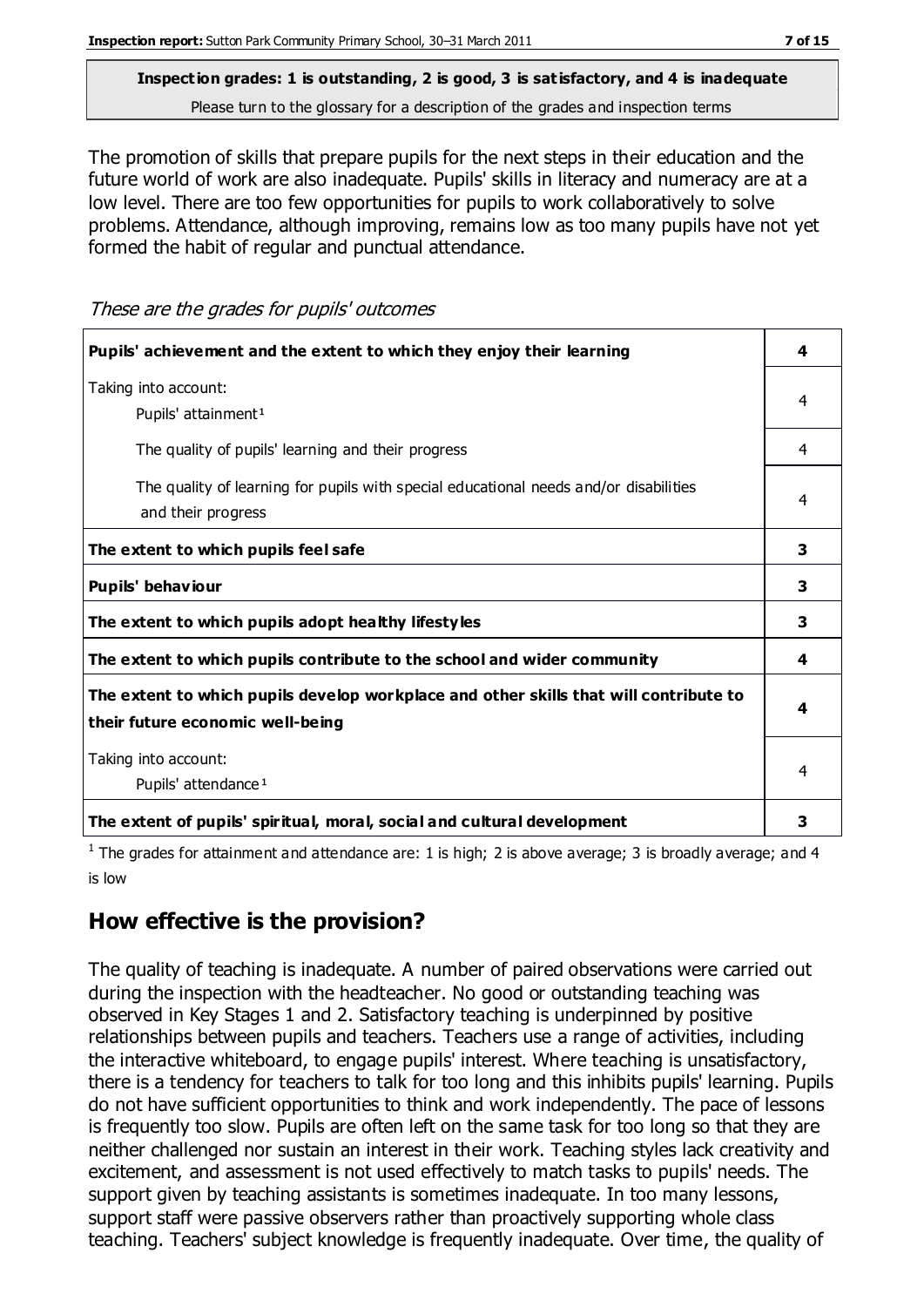**Inspection grades: 1 is outstanding, 2 is good, 3 is satisfactory, and 4 is inadequate**
Please turn to the glossary for a description of the grades and inspection terms

The promotion of skills that prepare pupils for the next steps in their education and the future world of work are also inadequate. Pupils' skills in literacy and numeracy are at a low level. There are too few opportunities for pupils to work collaboratively to solve problems. Attendance, although improving, remains low as too many pupils have not yet formed the habit of regular and punctual attendance.

*These are the grades for pupils' outcomes*

| | |
|---|---|
| **Pupils' achievement and the extent to which they enjoy their learning** | **4** |
| Taking into account: Pupils' attainment[1] | 4 |
| The quality of pupils' learning and their progress | 4 |
| The quality of learning for pupils with special educational needs and/or disabilities and their progress | 4 |
| **The extent to which pupils feel safe** | **3** |
| **Pupils' behaviour** | **3** |
| **The extent to which pupils adopt healthy lifestyles** | **3** |
| **The extent to which pupils contribute to the school and wider community** | **4** |
| **The extent to which pupils develop workplace and other skills that will contribute to their future economic well-being** | **4** |
| Taking into account: Pupils' attendance[1] | 4 |
| **The extent of pupils' spiritual, moral, social and cultural development** | **3** |

[1] The grades for attainment and attendance are: 1 is high; 2 is above average; 3 is broadly average; and 4 is low

## How effective is the provision?

The quality of teaching is inadequate. A number of paired observations were carried out during the inspection with the headteacher. No good or outstanding teaching was observed in Key Stages 1 and 2. Satisfactory teaching is underpinned by positive relationships between pupils and teachers. Teachers use a range of activities, including the interactive whiteboard, to engage pupils' interest. Where teaching is unsatisfactory, there is a tendency for teachers to talk for too long and this inhibits pupils' learning. Pupils do not have sufficient opportunities to think and work independently. The pace of lessons is frequently too slow. Pupils are often left on the same task for too long so that they are neither challenged nor sustain an interest in their work. Teaching styles lack creativity and excitement, and assessment is not used effectively to match tasks to pupils' needs. The support given by teaching assistants is sometimes inadequate. In too many lessons, support staff were passive observers rather than proactively supporting whole class teaching. Teachers' subject knowledge is frequently inadequate. Over time, the quality of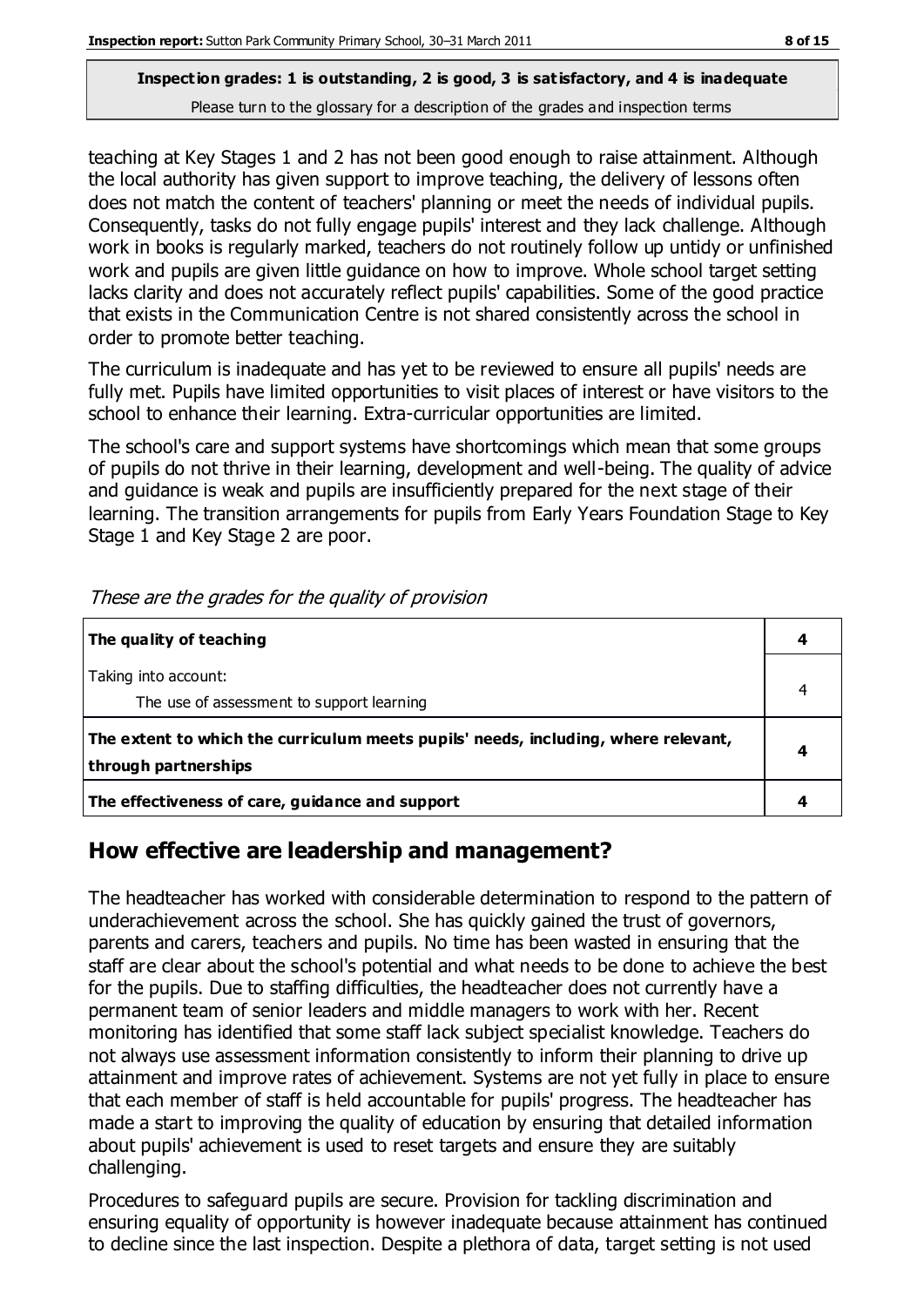**Inspection grades: 1 is outstanding, 2 is good, 3 is satisfactory, and 4 is inadequate**
Please turn to the glossary for a description of the grades and inspection terms

teaching at Key Stages 1 and 2 has not been good enough to raise attainment. Although the local authority has given support to improve teaching, the delivery of lessons often does not match the content of teachers' planning or meet the needs of individual pupils. Consequently, tasks do not fully engage pupils' interest and they lack challenge. Although work in books is regularly marked, teachers do not routinely follow up untidy or unfinished work and pupils are given little guidance on how to improve. Whole school target setting lacks clarity and does not accurately reflect pupils' capabilities. Some of the good practice that exists in the Communication Centre is not shared consistently across the school in order to promote better teaching.

The curriculum is inadequate and has yet to be reviewed to ensure all pupils' needs are fully met. Pupils have limited opportunities to visit places of interest or have visitors to the school to enhance their learning. Extra-curricular opportunities are limited.

The school's care and support systems have shortcomings which mean that some groups of pupils do not thrive in their learning, development and well-being. The quality of advice and guidance is weak and pupils are insufficiently prepared for the next stage of their learning. The transition arrangements for pupils from Early Years Foundation Stage to Key Stage 1 and Key Stage 2 are poor.

*These are the grades for the quality of provision*

| | |
|---|---|
| **The quality of teaching** | **4** |
| Taking into account:<br>The use of assessment to support learning | 4 |
| **The extent to which the curriculum meets pupils' needs, including, where relevant, through partnerships** | **4** |
| **The effectiveness of care, guidance and support** | **4** |

## How effective are leadership and management?

The headteacher has worked with considerable determination to respond to the pattern of underachievement across the school. She has quickly gained the trust of governors, parents and carers, teachers and pupils. No time has been wasted in ensuring that the staff are clear about the school's potential and what needs to be done to achieve the best for the pupils. Due to staffing difficulties, the headteacher does not currently have a permanent team of senior leaders and middle managers to work with her. Recent monitoring has identified that some staff lack subject specialist knowledge. Teachers do not always use assessment information consistently to inform their planning to drive up attainment and improve rates of achievement. Systems are not yet fully in place to ensure that each member of staff is held accountable for pupils' progress. The headteacher has made a start to improving the quality of education by ensuring that detailed information about pupils' achievement is used to reset targets and ensure they are suitably challenging.

Procedures to safeguard pupils are secure. Provision for tackling discrimination and ensuring equality of opportunity is however inadequate because attainment has continued to decline since the last inspection. Despite a plethora of data, target setting is not used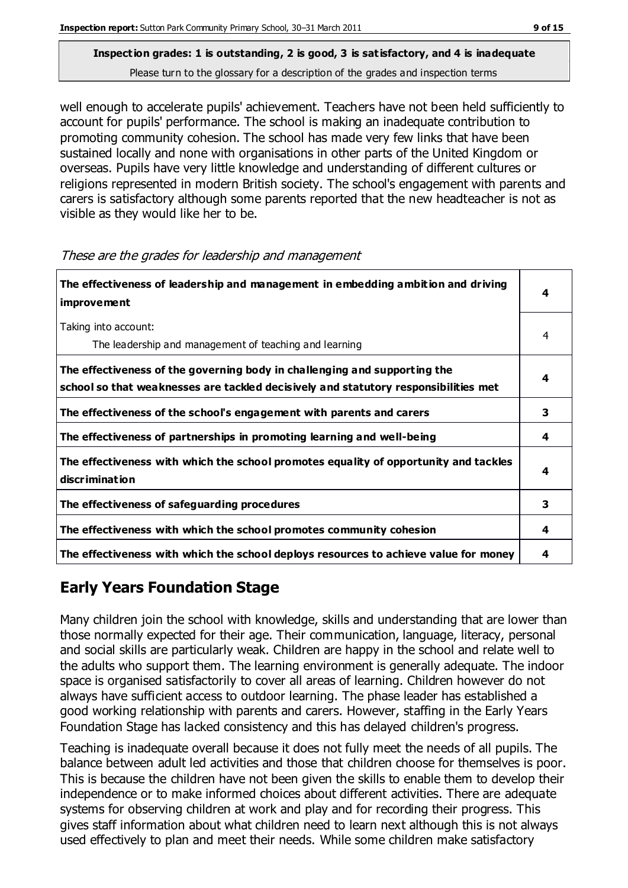**Inspection grades: 1 is outstanding, 2 is good, 3 is satisfactory, and 4 is inadequate**
Please turn to the glossary for a description of the grades and inspection terms

well enough to accelerate pupils' achievement. Teachers have not been held sufficiently to account for pupils' performance. The school is making an inadequate contribution to promoting community cohesion. The school has made very few links that have been sustained locally and none with organisations in other parts of the United Kingdom or overseas. Pupils have very little knowledge and understanding of different cultures or religions represented in modern British society. The school's engagement with parents and carers is satisfactory although some parents reported that the new headteacher is not as visible as they would like her to be.

*These are the grades for leadership and management*

| | |
|---|---|
| **The effectiveness of leadership and management in embedding ambition and driving improvement** | **4** |
| Taking into account: The leadership and management of teaching and learning | 4 |
| **The effectiveness of the governing body in challenging and supporting the school so that weaknesses are tackled decisively and statutory responsibilities met** | **4** |
| **The effectiveness of the school's engagement with parents and carers** | **3** |
| **The effectiveness of partnerships in promoting learning and well-being** | **4** |
| **The effectiveness with which the school promotes equality of opportunity and tackles discrimination** | **4** |
| **The effectiveness of safeguarding procedures** | **3** |
| **The effectiveness with which the school promotes community cohesion** | **4** |
| **The effectiveness with which the school deploys resources to achieve value for money** | **4** |

## Early Years Foundation Stage

Many children join the school with knowledge, skills and understanding that are lower than those normally expected for their age. Their communication, language, literacy, personal and social skills are particularly weak. Children are happy in the school and relate well to the adults who support them. The learning environment is generally adequate. The indoor space is organised satisfactorily to cover all areas of learning. Children however do not always have sufficient access to outdoor learning. The phase leader has established a good working relationship with parents and carers. However, staffing in the Early Years Foundation Stage has lacked consistency and this has delayed children's progress.

Teaching is inadequate overall because it does not fully meet the needs of all pupils. The balance between adult led activities and those that children choose for themselves is poor. This is because the children have not been given the skills to enable them to develop their independence or to make informed choices about different activities. There are adequate systems for observing children at work and play and for recording their progress. This gives staff information about what children need to learn next although this is not always used effectively to plan and meet their needs. While some children make satisfactory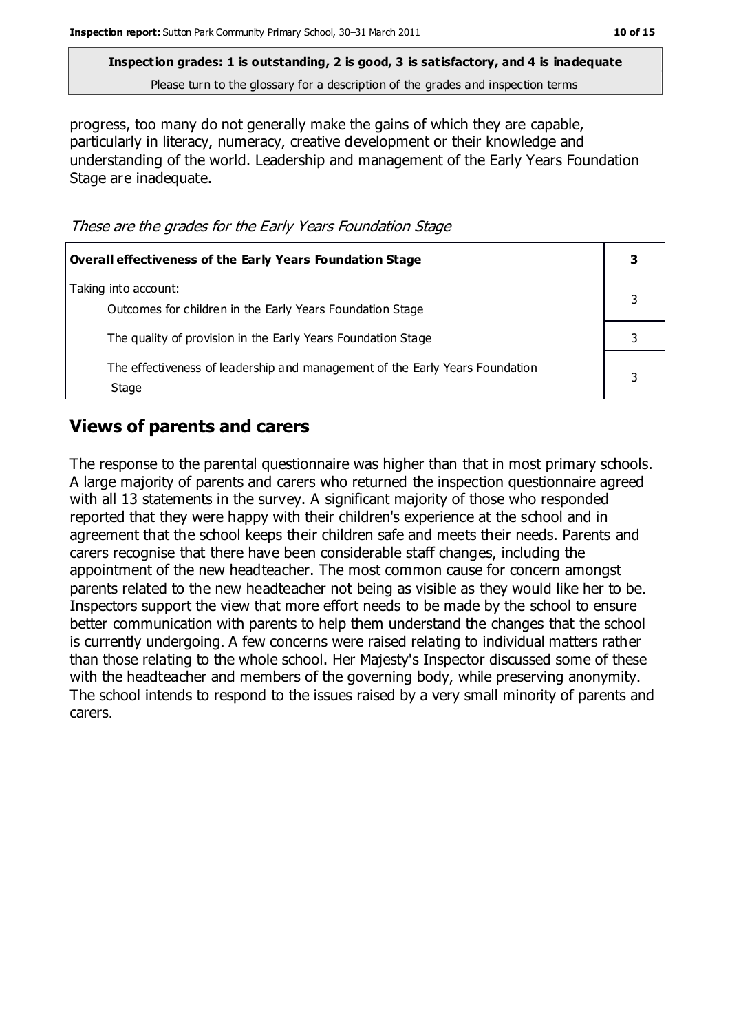**Inspection grades: 1 is outstanding, 2 is good, 3 is satisfactory, and 4 is inadequate**
Please turn to the glossary for a description of the grades and inspection terms

progress, too many do not generally make the gains of which they are capable, particularly in literacy, numeracy, creative development or their knowledge and understanding of the world. Leadership and management of the Early Years Foundation Stage are inadequate.

*These are the grades for the Early Years Foundation Stage*

| **Overall effectiveness of the Early Years Foundation Stage** | **3** |
|---|---|
| Taking into account: Outcomes for children in the Early Years Foundation Stage | 3 |
| The quality of provision in the Early Years Foundation Stage | 3 |
| The effectiveness of leadership and management of the Early Years Foundation Stage | 3 |

## Views of parents and carers

The response to the parental questionnaire was higher than that in most primary schools. A large majority of parents and carers who returned the inspection questionnaire agreed with all 13 statements in the survey. A significant majority of those who responded reported that they were happy with their children's experience at the school and in agreement that the school keeps their children safe and meets their needs. Parents and carers recognise that there have been considerable staff changes, including the appointment of the new headteacher. The most common cause for concern amongst parents related to the new headteacher not being as visible as they would like her to be. Inspectors support the view that more effort needs to be made by the school to ensure better communication with parents to help them understand the changes that the school is currently undergoing. A few concerns were raised relating to individual matters rather than those relating to the whole school. Her Majesty's Inspector discussed some of these with the headteacher and members of the governing body, while preserving anonymity. The school intends to respond to the issues raised by a very small minority of parents and carers.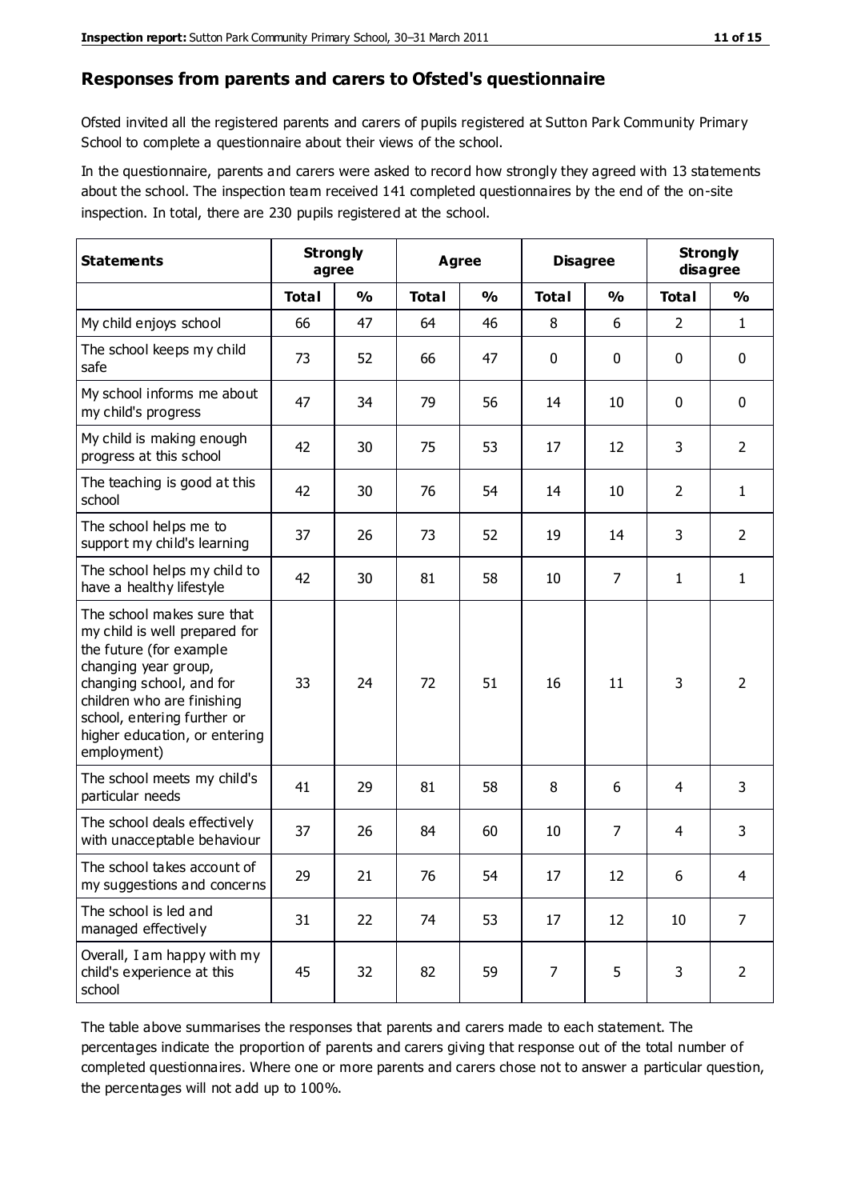## Responses from parents and carers to Ofsted's questionnaire

Ofsted invited all the registered parents and carers of pupils registered at Sutton Park Community Primary School to complete a questionnaire about their views of the school.

In the questionnaire, parents and carers were asked to record how strongly they agreed with 13 statements about the school. The inspection team received 141 completed questionnaires by the end of the on-site inspection. In total, there are 230 pupils registered at the school.

| Statements | Strongly agree | | Agree | | Disagree | | Strongly disagree | |
|---|---|---|---|---|---|---|---|---|
| | Total | % | Total | % | Total | % | Total | % |
| My child enjoys school | 66 | 47 | 64 | 46 | 8 | 6 | 2 | 1 |
| The school keeps my child safe | 73 | 52 | 66 | 47 | 0 | 0 | 0 | 0 |
| My school informs me about my child's progress | 47 | 34 | 79 | 56 | 14 | 10 | 0 | 0 |
| My child is making enough progress at this school | 42 | 30 | 75 | 53 | 17 | 12 | 3 | 2 |
| The teaching is good at this school | 42 | 30 | 76 | 54 | 14 | 10 | 2 | 1 |
| The school helps me to support my child's learning | 37 | 26 | 73 | 52 | 19 | 14 | 3 | 2 |
| The school helps my child to have a healthy lifestyle | 42 | 30 | 81 | 58 | 10 | 7 | 1 | 1 |
| The school makes sure that my child is well prepared for the future (for example changing year group, changing school, and for children who are finishing school, entering further or higher education, or entering employment) | 33 | 24 | 72 | 51 | 16 | 11 | 3 | 2 |
| The school meets my child's particular needs | 41 | 29 | 81 | 58 | 8 | 6 | 4 | 3 |
| The school deals effectively with unacceptable behaviour | 37 | 26 | 84 | 60 | 10 | 7 | 4 | 3 |
| The school takes account of my suggestions and concerns | 29 | 21 | 76 | 54 | 17 | 12 | 6 | 4 |
| The school is led and managed effectively | 31 | 22 | 74 | 53 | 17 | 12 | 10 | 7 |
| Overall, I am happy with my child's experience at this school | 45 | 32 | 82 | 59 | 7 | 5 | 3 | 2 |

The table above summarises the responses that parents and carers made to each statement. The percentages indicate the proportion of parents and carers giving that response out of the total number of completed questionnaires. Where one or more parents and carers chose not to answer a particular question, the percentages will not add up to 100%.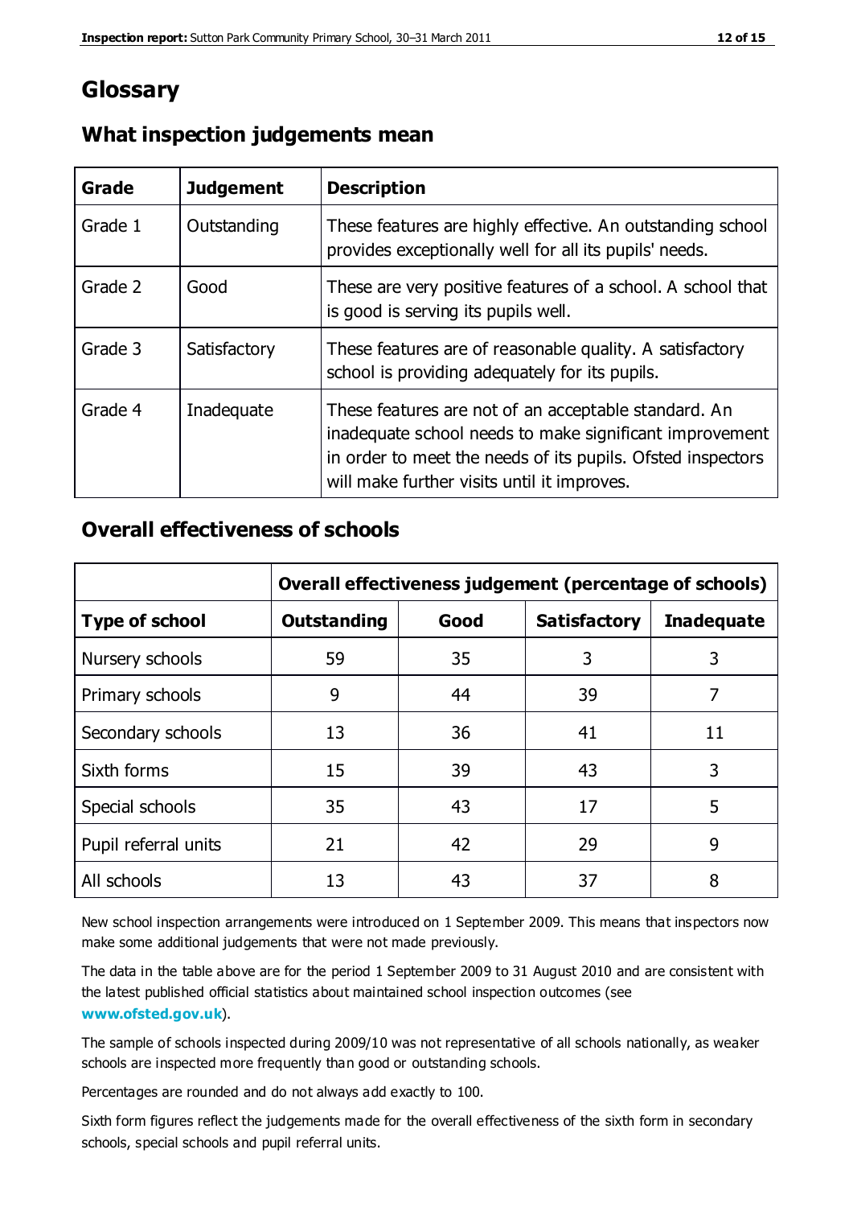# Glossary

## What inspection judgements mean

| Grade | Judgement | Description |
|---|---|---|
| Grade 1 | Outstanding | These features are highly effective. An outstanding school provides exceptionally well for all its pupils' needs. |
| Grade 2 | Good | These are very positive features of a school. A school that is good is serving its pupils well. |
| Grade 3 | Satisfactory | These features are of reasonable quality. A satisfactory school is providing adequately for its pupils. |
| Grade 4 | Inadequate | These features are not of an acceptable standard. An inadequate school needs to make significant improvement in order to meet the needs of its pupils. Ofsted inspectors will make further visits until it improves. |

## Overall effectiveness of schools

| | Overall effectiveness judgement (percentage of schools) | | | |
|---|---|---|---|---|
| **Type of school** | **Outstanding** | **Good** | **Satisfactory** | **Inadequate** |
| Nursery schools | 59 | 35 | 3 | 3 |
| Primary schools | 9 | 44 | 39 | 7 |
| Secondary schools | 13 | 36 | 41 | 11 |
| Sixth forms | 15 | 39 | 43 | 3 |
| Special schools | 35 | 43 | 17 | 5 |
| Pupil referral units | 21 | 42 | 29 | 9 |
| All schools | 13 | 43 | 37 | 8 |

New school inspection arrangements were introduced on 1 September 2009. This means that inspectors now make some additional judgements that were not made previously.

The data in the table above are for the period 1 September 2009 to 31 August 2010 and are consistent with the latest published official statistics about maintained school inspection outcomes (see **www.ofsted.gov.uk**).

The sample of schools inspected during 2009/10 was not representative of all schools nationally, as weaker schools are inspected more frequently than good or outstanding schools.

Percentages are rounded and do not always add exactly to 100.

Sixth form figures reflect the judgements made for the overall effectiveness of the sixth form in secondary schools, special schools and pupil referral units.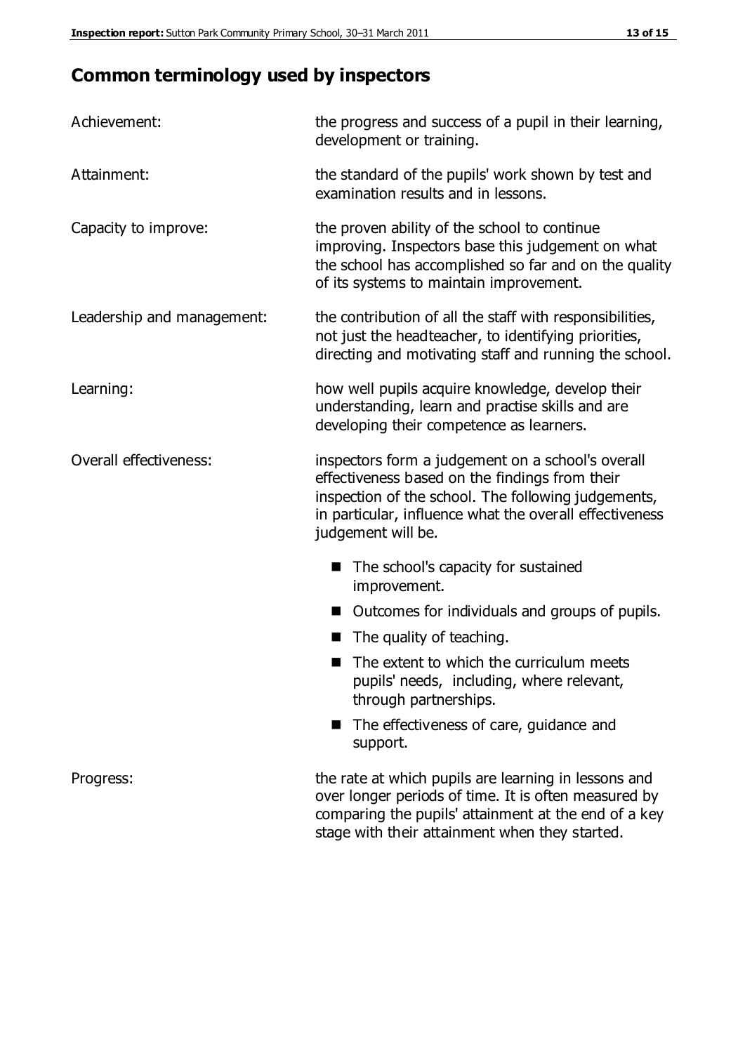## Common terminology used by inspectors

| | |
|---|---|
| Achievement: | the progress and success of a pupil in their learning, development or training. |
| Attainment: | the standard of the pupils' work shown by test and examination results and in lessons. |
| Capacity to improve: | the proven ability of the school to continue improving. Inspectors base this judgement on what the school has accomplished so far and on the quality of its systems to maintain improvement. |
| Leadership and management: | the contribution of all the staff with responsibilities, not just the headteacher, to identifying priorities, directing and motivating staff and running the school. |
| Learning: | how well pupils acquire knowledge, develop their understanding, learn and practise skills and are developing their competence as learners. |
| Overall effectiveness: | inspectors form a judgement on a school's overall effectiveness based on the findings from their inspection of the school. The following judgements, in particular, influence what the overall effectiveness judgement will be.<br>■ The school's capacity for sustained improvement.<br>■ Outcomes for individuals and groups of pupils.<br>■ The quality of teaching.<br>■ The extent to which the curriculum meets pupils' needs, including, where relevant, through partnerships.<br>■ The effectiveness of care, guidance and support. |
| Progress: | the rate at which pupils are learning in lessons and over longer periods of time. It is often measured by comparing the pupils' attainment at the end of a key stage with their attainment when they started. |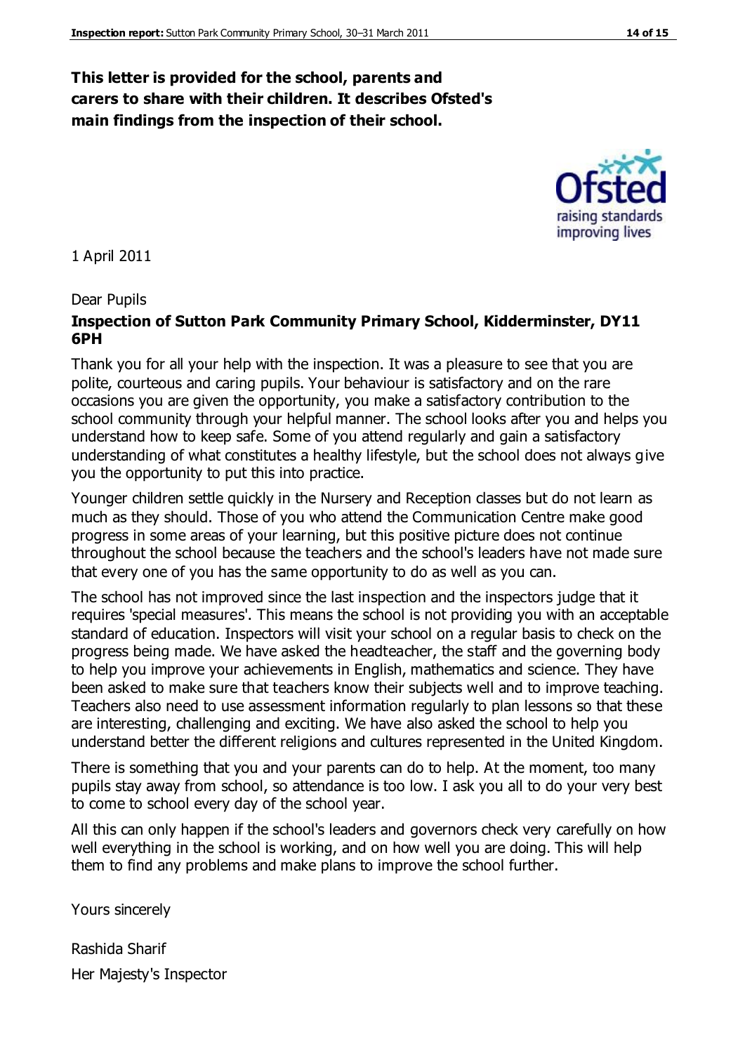**This letter is provided for the school, parents and carers to share with their children. It describes Ofsted's main findings from the inspection of their school.**

1 April 2011

Dear Pupils

**Inspection of Sutton Park Community Primary School, Kidderminster, DY11 6PH**

Thank you for all your help with the inspection. It was a pleasure to see that you are polite, courteous and caring pupils. Your behaviour is satisfactory and on the rare occasions you are given the opportunity, you make a satisfactory contribution to the school community through your helpful manner. The school looks after you and helps you understand how to keep safe. Some of you attend regularly and gain a satisfactory understanding of what constitutes a healthy lifestyle, but the school does not always give you the opportunity to put this into practice.

Younger children settle quickly in the Nursery and Reception classes but do not learn as much as they should. Those of you who attend the Communication Centre make good progress in some areas of your learning, but this positive picture does not continue throughout the school because the teachers and the school's leaders have not made sure that every one of you has the same opportunity to do as well as you can.

The school has not improved since the last inspection and the inspectors judge that it requires 'special measures'. This means the school is not providing you with an acceptable standard of education. Inspectors will visit your school on a regular basis to check on the progress being made. We have asked the headteacher, the staff and the governing body to help you improve your achievements in English, mathematics and science. They have been asked to make sure that teachers know their subjects well and to improve teaching. Teachers also need to use assessment information regularly to plan lessons so that these are interesting, challenging and exciting. We have also asked the school to help you understand better the different religions and cultures represented in the United Kingdom.

There is something that you and your parents can do to help. At the moment, too many pupils stay away from school, so attendance is too low. I ask you all to do your very best to come to school every day of the school year.

All this can only happen if the school's leaders and governors check very carefully on how well everything in the school is working, and on how well you are doing. This will help them to find any problems and make plans to improve the school further.

Yours sincerely

Rashida Sharif

Her Majesty's Inspector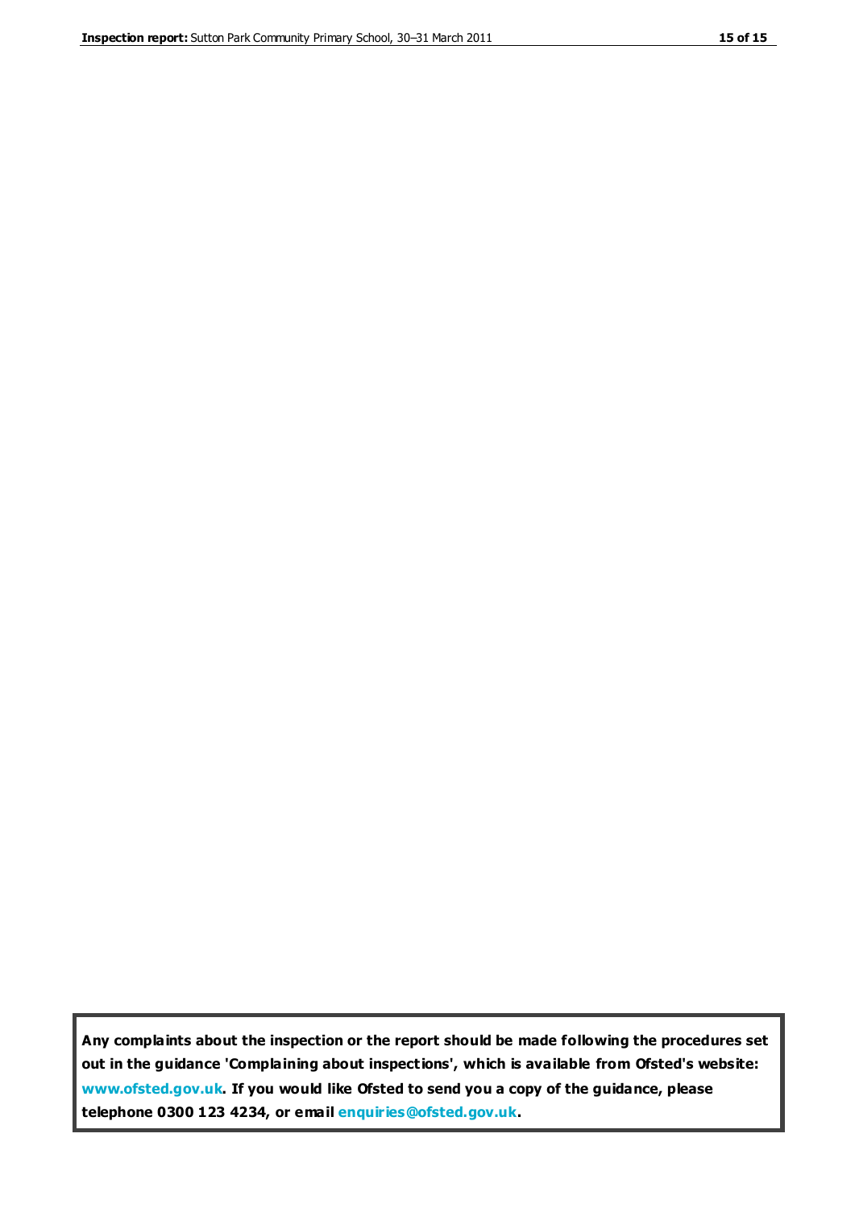**Any complaints about the inspection or the report should be made following the procedures set out in the guidance 'Complaining about inspections', which is available from Ofsted's website: www.ofsted.gov.uk. If you would like Ofsted to send you a copy of the guidance, please telephone 0300 123 4234, or email enquiries@ofsted.gov.uk.**